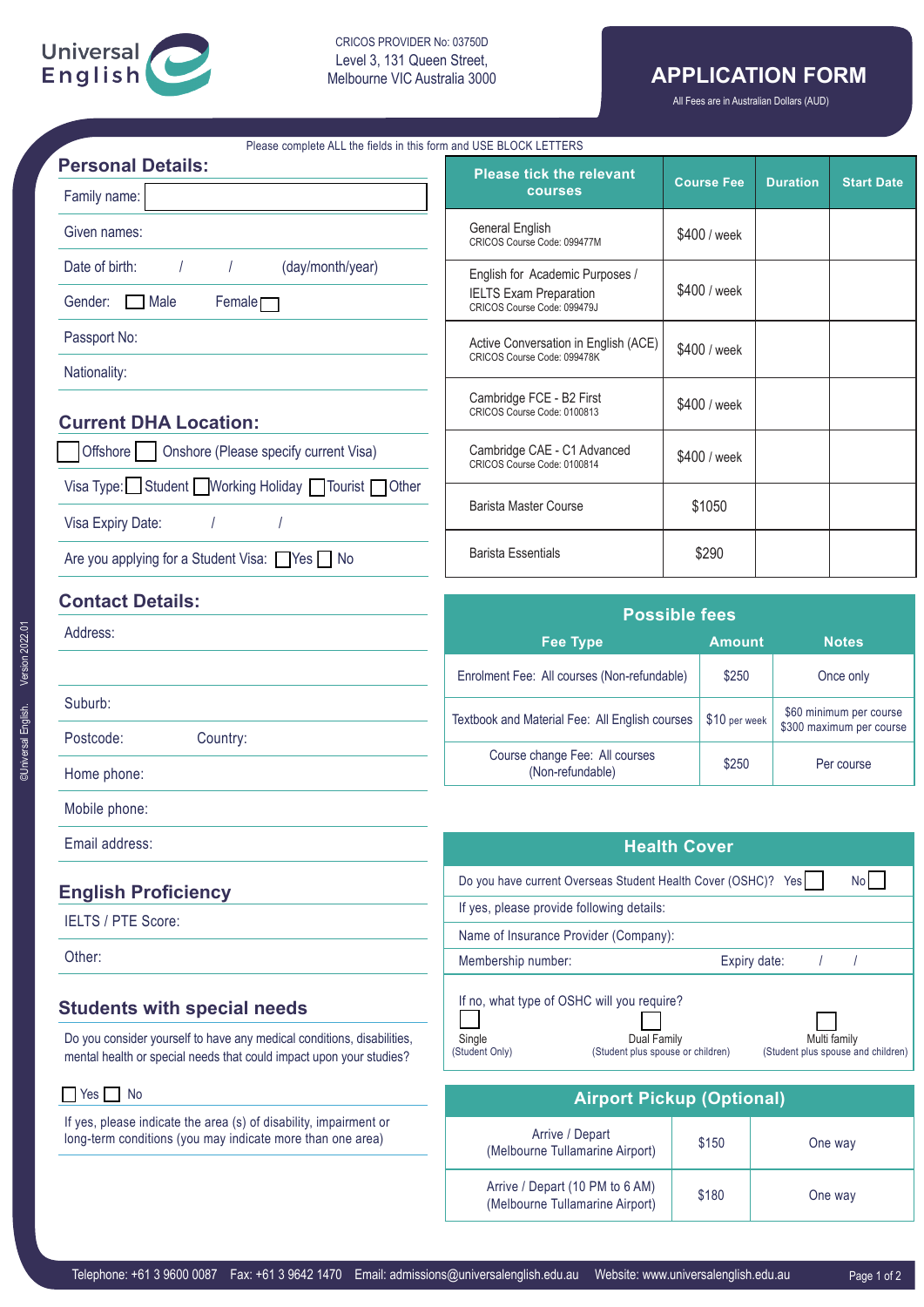Universal English

CRICOS PROVIDER No: 03750D
Level 3, 131 Queen Street,
Melbourne VIC Australia 3000

# APPLICATION FORM

All Fees are in Australian Dollars (AUD)

Please complete ALL the fields in this form and USE BLOCK LETTERS

## Personal Details:

Family name:

Given names:

Date of birth: / / (day/month/year)

Gender: ☐ Male Female ☐

Passport No:

Nationality:

## Current DHA Location:

☐ Offshore ☐ Onshore (Please specify current Visa)

Visa Type: ☐ Student ☐ Working Holiday ☐ Tourist ☐ Other

Visa Expiry Date: / /

Are you applying for a Student Visa: ☐ Yes ☐ No

## Contact Details:

Address:

Suburb:

Postcode: Country:

Home phone:

Mobile phone:

Email address:

## English Proficiency

IELTS / PTE Score:

Other:

## Students with special needs

Do you consider yourself to have any medical conditions, disabilities, mental health or special needs that could impact upon your studies?

☐ Yes ☐ No

If yes, please indicate the area (s) of disability, impairment or long-term conditions (you may indicate more than one area)

| Please tick the relevant courses | Course Fee | Duration | Start Date |
|---|---|---|---|
| General English<br>CRICOS Course Code: 099477M | $400 / week | | |
| English for Academic Purposes / IELTS Exam Preparation<br>CRICOS Course Code: 099479J | $400 / week | | |
| Active Conversation in English (ACE)<br>CRICOS Course Code: 099478K | $400 / week | | |
| Cambridge FCE - B2 First<br>CRICOS Course Code: 0100813 | $400 / week | | |
| Cambridge CAE - C1 Advanced<br>CRICOS Course Code: 0100814 | $400 / week | | |
| Barista Master Course | $1050 | | |
| Barista Essentials | $290 | | |

## Possible fees

| Fee Type | Amount | Notes |
|---|---|---|
| Enrolment Fee: All courses (Non-refundable) | $250 | Once only |
| Textbook and Material Fee: All English courses | $10 per week | $60 minimum per course<br>$300 maximum per course |
| Course change Fee: All courses (Non-refundable) | $250 | Per course |

## Health Cover

Do you have current Overseas Student Health Cover (OSHC)? Yes ☐ No ☐

If yes, please provide following details:

Name of Insurance Provider (Company):

Membership number: Expiry date: / /

If no, what type of OSHC will you require?

☐ Single (Student Only) ☐ Dual Family (Student plus spouse or children) ☐ Multi family (Student plus spouse and children)

## Airport Pickup (Optional)

| | | |
|---|---|---|
| Arrive / Depart (Melbourne Tullamarine Airport) | $150 | One way |
| Arrive / Depart (10 PM to 6 AM) (Melbourne Tullamarine Airport) | $180 | One way |

Telephone: +61 3 9600 0087 Fax: +61 3 9642 1470 Email: admissions@universalenglish.edu.au Website: www.universalenglish.edu.au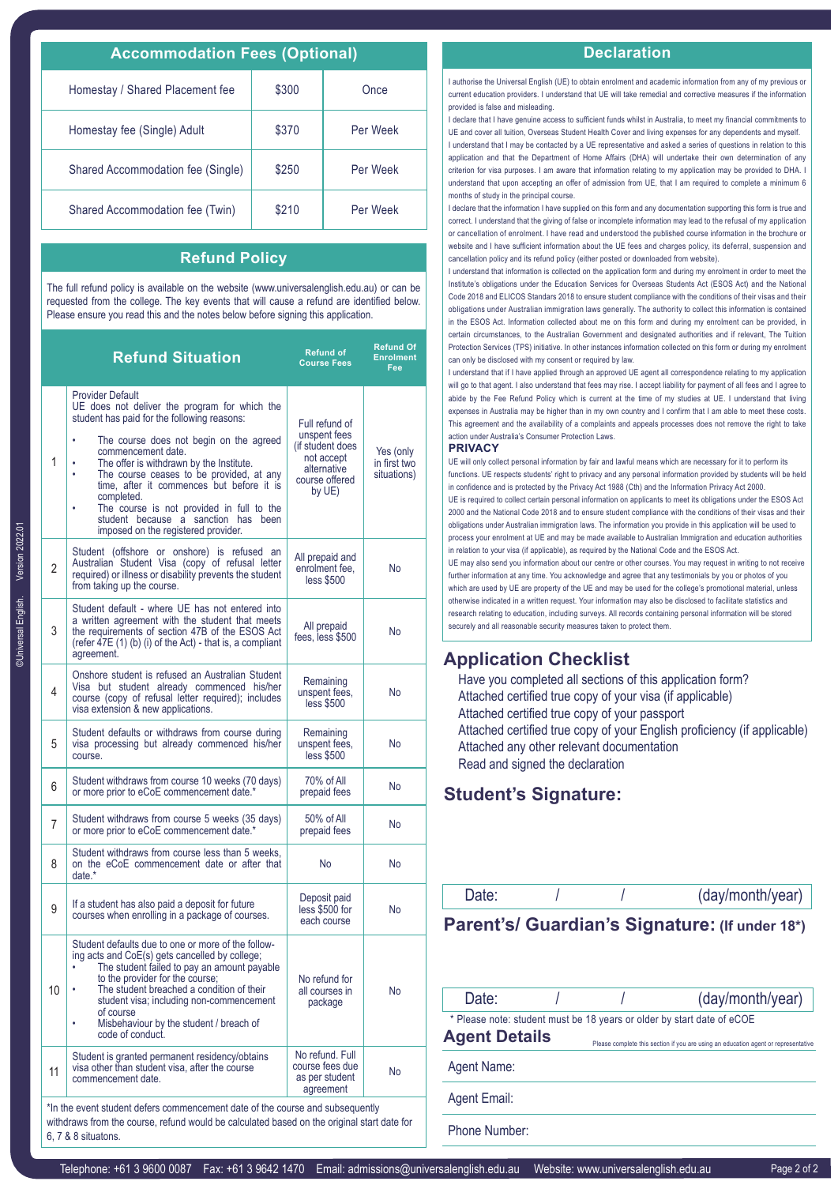## Accommodation Fees (Optional)

| | | |
|---|---|---|
| Homestay / Shared Placement fee | $300 | Once |
| Homestay fee (Single) Adult | $370 | Per Week |
| Shared Accommodation fee (Single) | $250 | Per Week |
| Shared Accommodation fee (Twin) | $210 | Per Week |

## Refund Policy

The full refund policy is available on the website (www.universalenglish.edu.au) or can be requested from the college. The key events that will cause a refund are identified below. Please ensure you read this and the notes below before signing this application.

| | Refund Situation | Refund of Course Fees | Refund Of Enrolment Fee |
|---|---|---|---|
| 1 | Provider Default<br>UE does not deliver the program for which the student has paid for the following reasons:<br>• The course does not begin on the agreed commencement date.<br>• The offer is withdrawn by the Institute.<br>• The course ceases to be provided, at any time, after it commences but before it is completed.<br>• The course is not provided in full to the student because a sanction has been imposed on the registered provider. | Full refund of unspent fees (if student does not accept alternative course offered by UE) | Yes (only in first two situations) |
| 2 | Student (offshore or onshore) is refused an Australian Student Visa (copy of refusal letter required) or illness or disability prevents the student from taking up the course. | All prepaid and enrolment fee, less $500 | No |
| 3 | Student default - where UE has not entered into a written agreement with the student that meets the requirements of section 47B of the ESOS Act (refer 47E (1) (b) (i) of the Act) - that is, a compliant agreement. | All prepaid fees, less $500 | No |
| 4 | Onshore student is refused an Australian Student Visa but student already commenced his/her course (copy of refusal letter required); includes visa extension & new applications. | Remaining unspent fees, less $500 | No |
| 5 | Student defaults or withdraws from course during visa processing but already commenced his/her course. | Remaining unspent fees, less $500 | No |
| 6 | Student withdraws from course 10 weeks (70 days) or more prior to eCoE commencement date.* | 70% of All prepaid fees | No |
| 7 | Student withdraws from course 5 weeks (35 days) or more prior to eCoE commencement date.* | 50% of All prepaid fees | No |
| 8 | Student withdraws from course less than 5 weeks, on the eCoE commencement date or after that date.* | No | No |
| 9 | If a student has also paid a deposit for future courses when enrolling in a package of courses. | Deposit paid less $500 for each course | No |
| 10 | Student defaults due to one or more of the following acts and CoE(s) gets cancelled by college;<br>• The student failed to pay an amount payable to the provider for the course;<br>• The student breached a condition of their student visa; including non-commencement of course<br>• Misbehaviour by the student / breach of code of conduct. | No refund for all courses in package | No |
| 11 | Student is granted permanent residency/obtains visa other than student visa, after the course commencement date. | No refund. Full course fees due as per student agreement | No |

*In the event student defers commencement date of the course and subsequently withdraws from the course, refund would be calculated based on the original start date for 6, 7 & 8 situatons.

## Declaration

I authorise the Universal English (UE) to obtain enrolment and academic information from any of my previous or current education providers. I understand that UE will take remedial and corrective measures if the information provided is false and misleading.

I declare that I have genuine access to sufficient funds whilst in Australia, to meet my financial commitments to UE and cover all tuition, Overseas Student Health Cover and living expenses for any dependents and myself.

I understand that I may be contacted by a UE representative and asked a series of questions in relation to this application and that the Department of Home Affairs (DHA) will undertake their own determination of any criterion for visa purposes. I am aware that information relating to my application may be provided to DHA. I understand that upon accepting an offer of admission from UE, that I am required to complete a minimum 6 months of study in the principal course.

I declare that the information I have supplied on this form and any documentation supporting this form is true and correct. I understand that the giving of false or incomplete information may lead to the refusal of my application or cancellation of enrolment. I have read and understood the published course information in the brochure or website and I have sufficient information about the UE fees and charges policy, its deferral, suspension and cancellation policy and its refund policy (either posted or downloaded from website).

I understand that information is collected on the application form and during my enrolment in order to meet the Institute's obligations under the Education Services for Overseas Students Act (ESOS Act) and the National Code 2018 and ELICOS Standards 2018 to ensure student compliance with the conditions of their visas and their obligations under Australian immigration laws generally. The authority to collect this information is contained in the ESOS Act. Information collected about me on this form and during my enrolment can be provided, in certain circumstances, to the Australian Government and designated authorities and if relevant, The Tuition Protection Services (TPS) initiative. In other instances information collected on this form or during my enrolment can only be disclosed with my consent or required by law.

I understand that if I have applied through an approved UE agent all correspondence relating to my application will go to that agent. I also understand that fees may rise. I accept liability for payment of all fees and I agree to abide by the Fee Refund Policy which is current at the time of my studies at UE. I understand that living expenses in Australia may be higher than in my own country and I confirm that I am able to meet these costs. This agreement and the availability of a complaints and appeals processes does not remove the right to take action under Australia's Consumer Protection Laws.

**PRIVACY**

UE will only collect personal information by fair and lawful means which are necessary for it to perform its functions. UE respects students' right to privacy and any personal information provided by students will be held in confidence and is protected by the Privacy Act 1988 (Cth) and the Information Privacy Act 2000.

UE is required to collect certain personal information on applicants to meet its obligations under the ESOS Act 2000 and the National Code 2018 and to ensure student compliance with the conditions of their visas and their obligations under Australian immigration laws. The information you provide in this application will be used to process your enrolment at UE and may be made available to Australian Immigration and education authorities in relation to your visa (if applicable), as required by the National Code and the ESOS Act.

UE may also send you information about our centre or other courses. You may request in writing to not receive further information at any time. You acknowledge and agree that any testimonials by you or photos of you which are used by UE are property of the UE and may be used for the college's promotional material, unless otherwise indicated in a written request. Your information may also be disclosed to facilitate statistics and research relating to education, including surveys. All records containing personal information will be stored securely and all reasonable security measures taken to protect them.

## Application Checklist

- Have you completed all sections of this application form?
- Attached certified true copy of your visa (if applicable)
- Attached certified true copy of your passport
- Attached certified true copy of your English proficiency (if applicable)
- Attached any other relevant documentation
- Read and signed the declaration

## Student's Signature:

Date: / / (day/month/year)

## Parent's/ Guardian's Signature: (If under 18*)

Date: / / (day/month/year)

* Please note: student must be 18 years or older by start date of eCOE

## Agent Details

Please complete this section if you are using an education agent or representative

Agent Name:

Agent Email:

Phone Number:

©Universal English. Version 2022.01

Telephone: +61 3 9600 0087 Fax: +61 3 9642 1470 Email: admissions@universalenglish.edu.au Website: www.universalenglish.edu.au